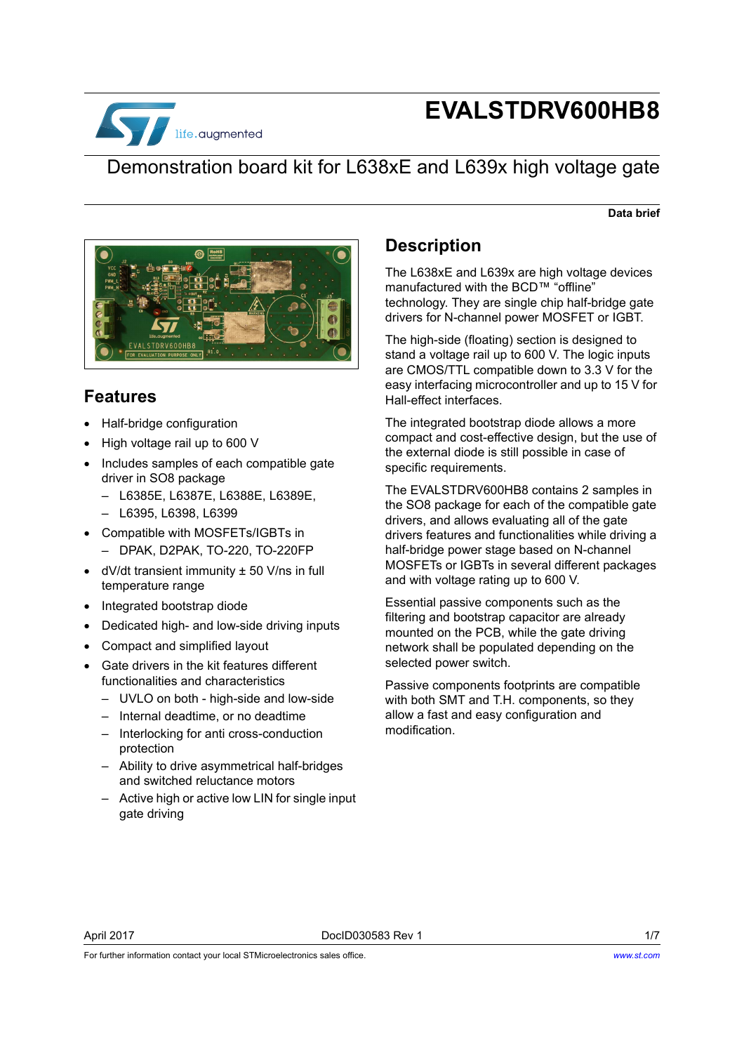# EVALSTDRV600HB8

## Demonstration board kit for L638xE and L639x high voltage gate

Data brief

## Features

- Half-bridge configuration
- High voltage rail up to 600 V
- Includes samples of each compatible gate driver in SO8 package
  - L6385E, L6387E, L6388E, L6389E,
  - L6395, L6398, L6399
- Compatible with MOSFETs/IGBTs in
  - DPAK, D2PAK, TO-220, TO-220FP
- dV/dt transient immunity ± 50 V/ns in full temperature range
- Integrated bootstrap diode
- Dedicated high- and low-side driving inputs
- Compact and simplified layout
- Gate drivers in the kit features different functionalities and characteristics
  - UVLO on both - high-side and low-side
  - Internal deadtime, or no deadtime
  - Interlocking for anti cross-conduction protection
  - Ability to drive asymmetrical half-bridges and switched reluctance motors
  - Active high or active low LIN for single input gate driving

## Description

The L638xE and L639x are high voltage devices manufactured with the BCD™ “offline” technology. They are single chip half-bridge gate drivers for N-channel power MOSFET or IGBT.

The high-side (floating) section is designed to stand a voltage rail up to 600 V. The logic inputs are CMOS/TTL compatible down to 3.3 V for the easy interfacing microcontroller and up to 15 V for Hall-effect interfaces.

The integrated bootstrap diode allows a more compact and cost-effective design, but the use of the external diode is still possible in case of specific requirements.

The EVALSTDRV600HB8 contains 2 samples in the SO8 package for each of the compatible gate drivers, and allows evaluating all of the gate drivers features and functionalities while driving a half-bridge power stage based on N-channel MOSFETs or IGBTs in several different packages and with voltage rating up to 600 V.

Essential passive components such as the filtering and bootstrap capacitor are already mounted on the PCB, while the gate driving network shall be populated depending on the selected power switch.

Passive components footprints are compatible with both SMT and T.H. components, so they allow a fast and easy configuration and modification.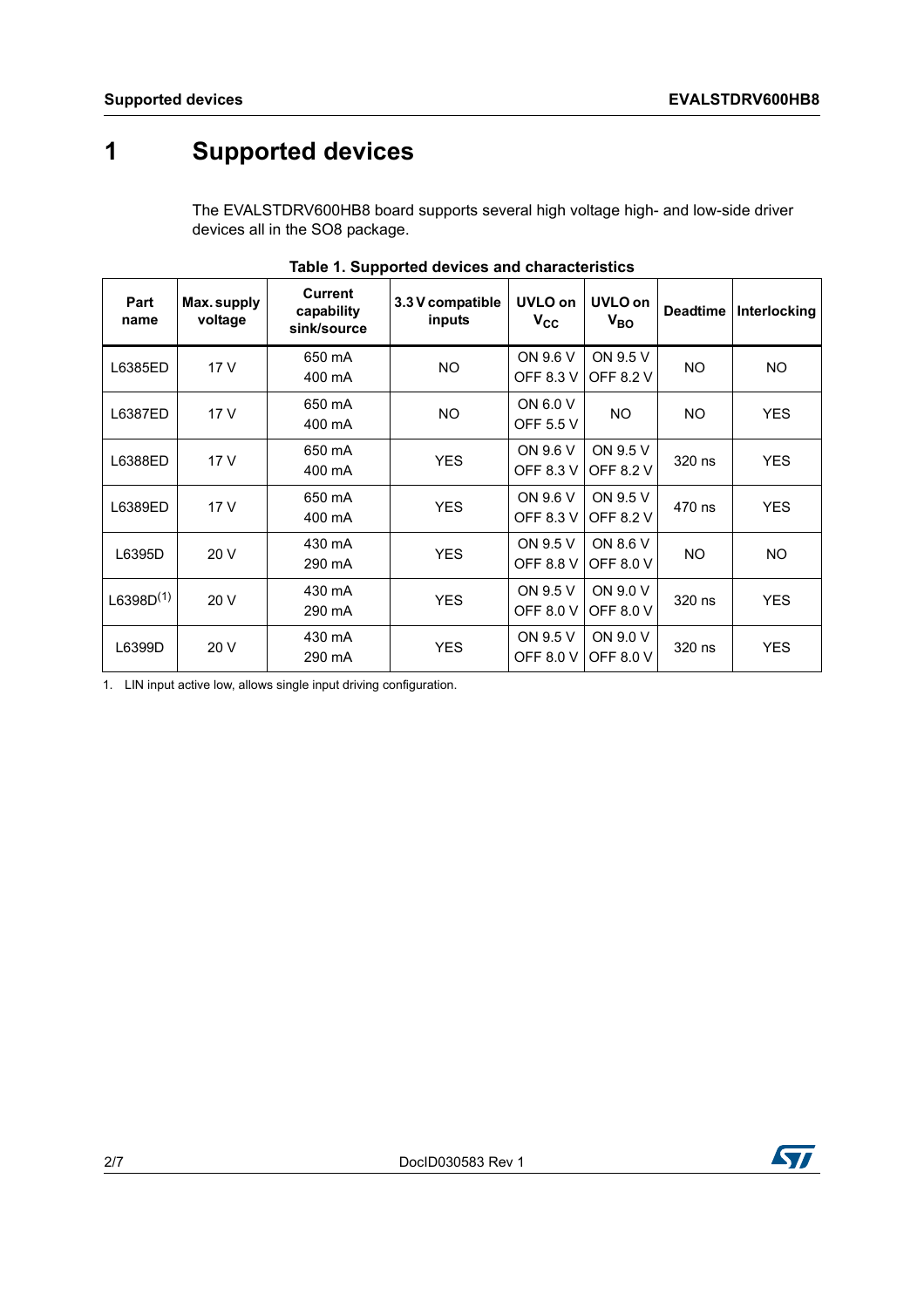# 1 Supported devices

The EVALSTDRV600HB8 board supports several high voltage high- and low-side driver devices all in the SO8 package.

**Table 1. Supported devices and characteristics**

| Part name | Max. supply voltage | Current capability sink/source | 3.3 V compatible inputs | UVLO on $V_{CC}$ | UVLO on $V_{BO}$ | Deadtime | Interlocking |
|---|---|---|---|---|---|---|---|
| L6385ED | 17 V | 650 mA<br>400 mA | NO | ON 9.6 V<br>OFF 8.3 V | ON 9.5 V<br>OFF 8.2 V | NO | NO |
| L6387ED | 17 V | 650 mA<br>400 mA | NO | ON 6.0 V<br>OFF 5.5 V | NO | NO | YES |
| L6388ED | 17 V | 650 mA<br>400 mA | YES | ON 9.6 V<br>OFF 8.3 V | ON 9.5 V<br>OFF 8.2 V | 320 ns | YES |
| L6389ED | 17 V | 650 mA<br>400 mA | YES | ON 9.6 V<br>OFF 8.3 V | ON 9.5 V<br>OFF 8.2 V | 470 ns | YES |
| L6395D | 20 V | 430 mA<br>290 mA | YES | ON 9.5 V<br>OFF 8.8 V | ON 8.6 V<br>OFF 8.0 V | NO | NO |
| L6398D(1) | 20 V | 430 mA<br>290 mA | YES | ON 9.5 V<br>OFF 8.0 V | ON 9.0 V<br>OFF 8.0 V | 320 ns | YES |
| L6399D | 20 V | 430 mA<br>290 mA | YES | ON 9.5 V<br>OFF 8.0 V | ON 9.0 V<br>OFF 8.0 V | 320 ns | YES |

1. LIN input active low, allows single input driving configuration.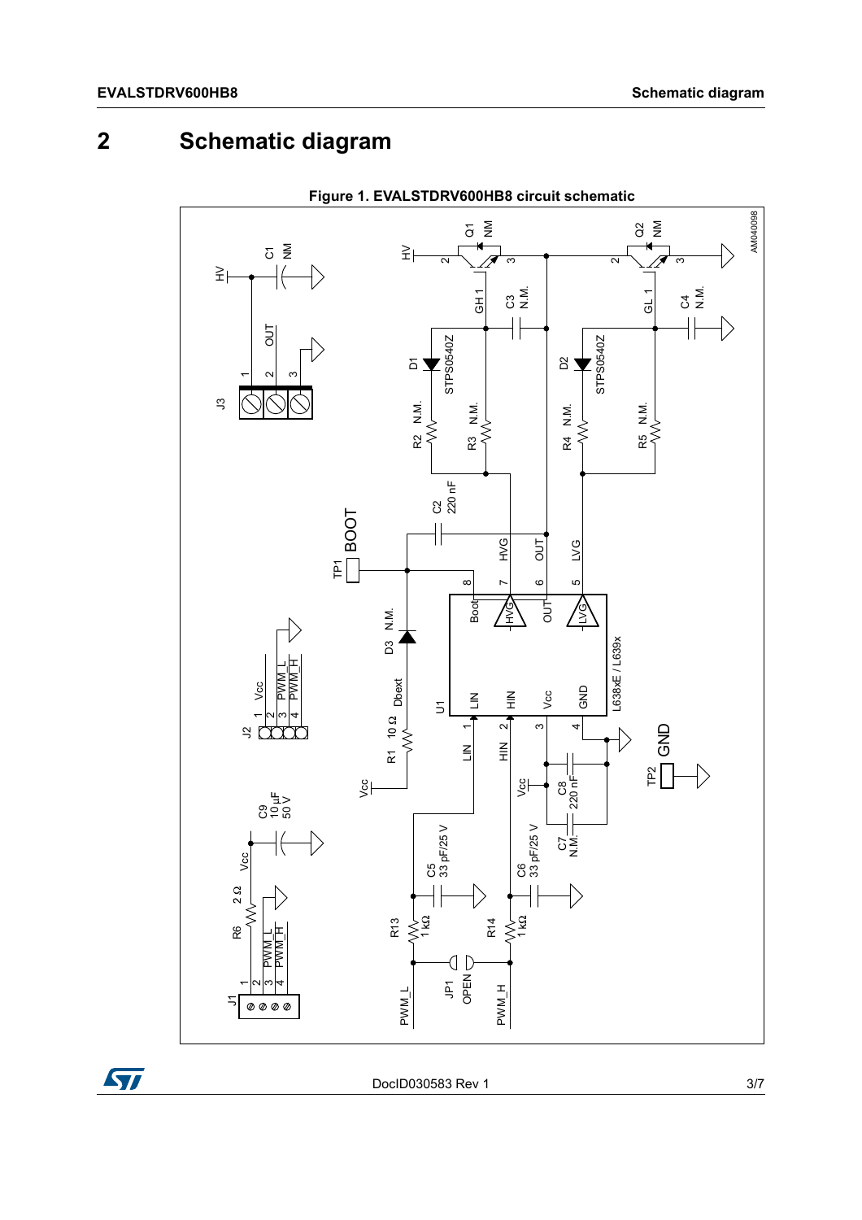# 2 Schematic diagram

Figure 1. EVALSTDRV600HB8 circuit schematic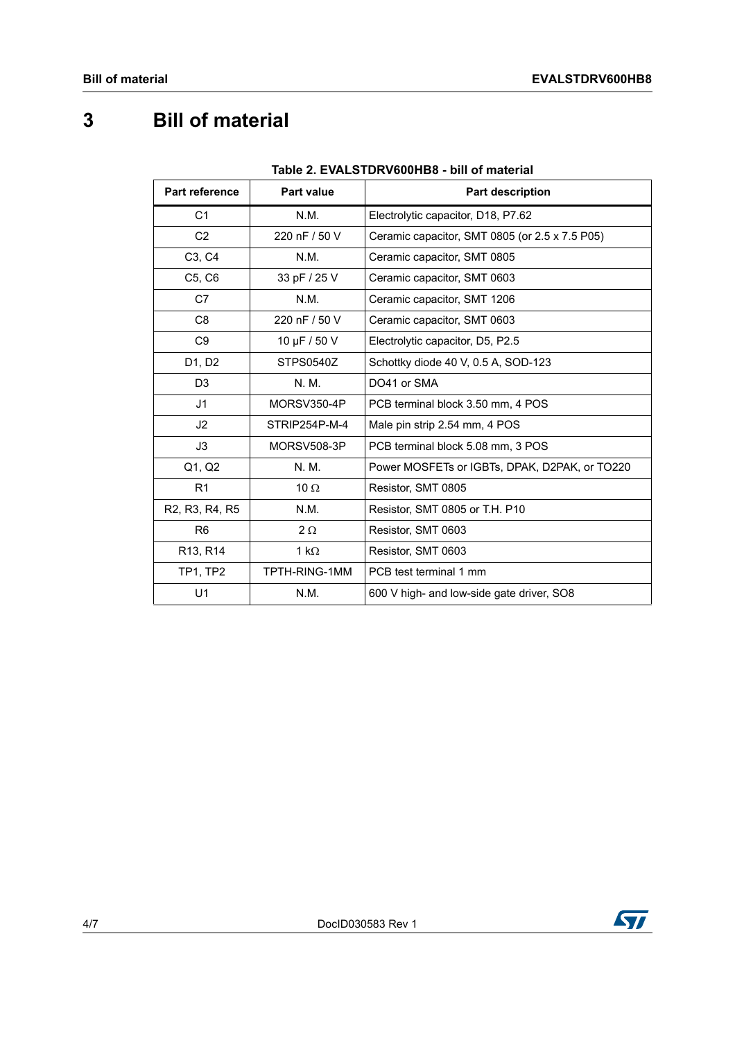# 3 Bill of material

Table 2. EVALSTDRV600HB8 - bill of material

| Part reference | Part value | Part description |
|---|---|---|
| C1 | N.M. | Electrolytic capacitor, D18, P7.62 |
| C2 | 220 nF / 50 V | Ceramic capacitor, SMT 0805 (or 2.5 x 7.5 P05) |
| C3, C4 | N.M. | Ceramic capacitor, SMT 0805 |
| C5, C6 | 33 pF / 25 V | Ceramic capacitor, SMT 0603 |
| C7 | N.M. | Ceramic capacitor, SMT 1206 |
| C8 | 220 nF / 50 V | Ceramic capacitor, SMT 0603 |
| C9 | 10 µF / 50 V | Electrolytic capacitor, D5, P2.5 |
| D1, D2 | STPS0540Z | Schottky diode 40 V, 0.5 A, SOD-123 |
| D3 | N. M. | DO41 or SMA |
| J1 | MORSV350-4P | PCB terminal block 3.50 mm, 4 POS |
| J2 | STRIP254P-M-4 | Male pin strip 2.54 mm, 4 POS |
| J3 | MORSV508-3P | PCB terminal block 5.08 mm, 3 POS |
| Q1, Q2 | N. M. | Power MOSFETs or IGBTs, DPAK, D2PAK, or TO220 |
| R1 | 10 Ω | Resistor, SMT 0805 |
| R2, R3, R4, R5 | N.M. | Resistor, SMT 0805 or T.H. P10 |
| R6 | 2 Ω | Resistor, SMT 0603 |
| R13, R14 | 1 kΩ | Resistor, SMT 0603 |
| TP1, TP2 | TPTH-RING-1MM | PCB test terminal 1 mm |
| U1 | N.M. | 600 V high- and low-side gate driver, SO8 |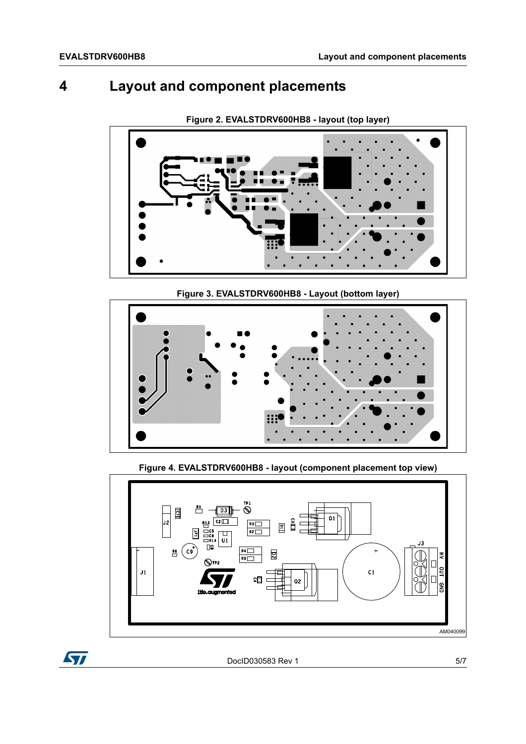# 4 Layout and component placements

Figure 2. EVALSTDRV600HB8 - layout (top layer)

Figure 3. EVALSTDRV600HB8 - Layout (bottom layer)

Figure 4. EVALSTDRV600HB8 - layout (component placement top view)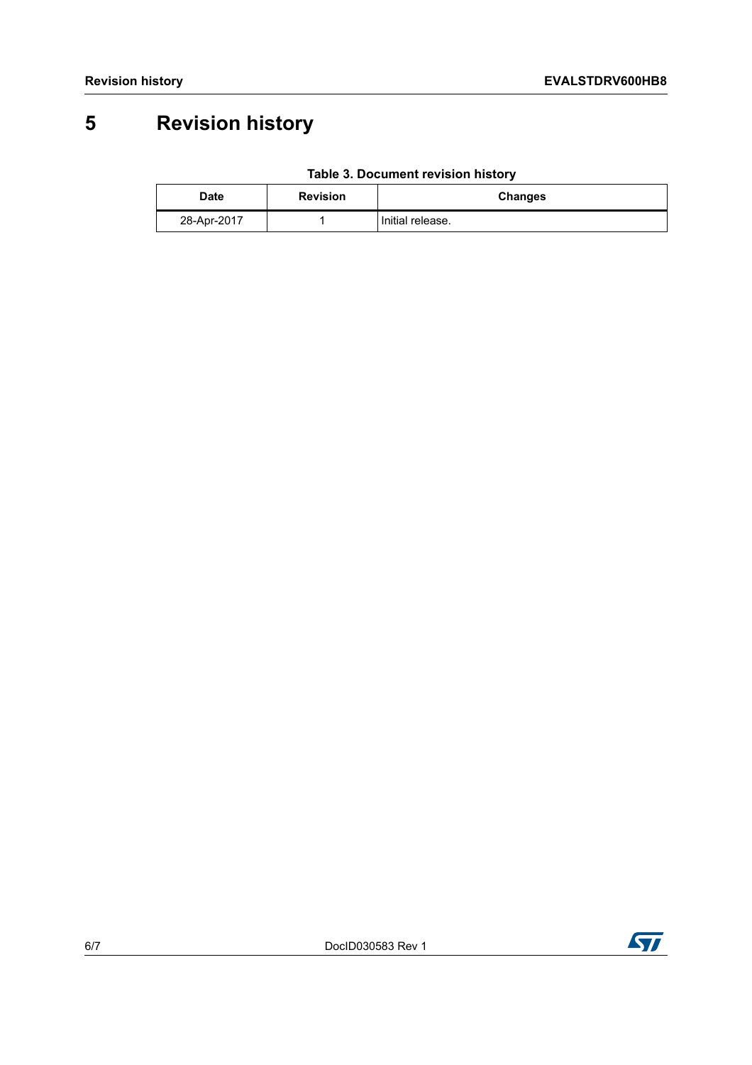# 5 Revision history

**Table 3. Document revision history**

| Date | Revision | Changes |
|---|---|---|
| 28-Apr-2017 | 1 | Initial release. |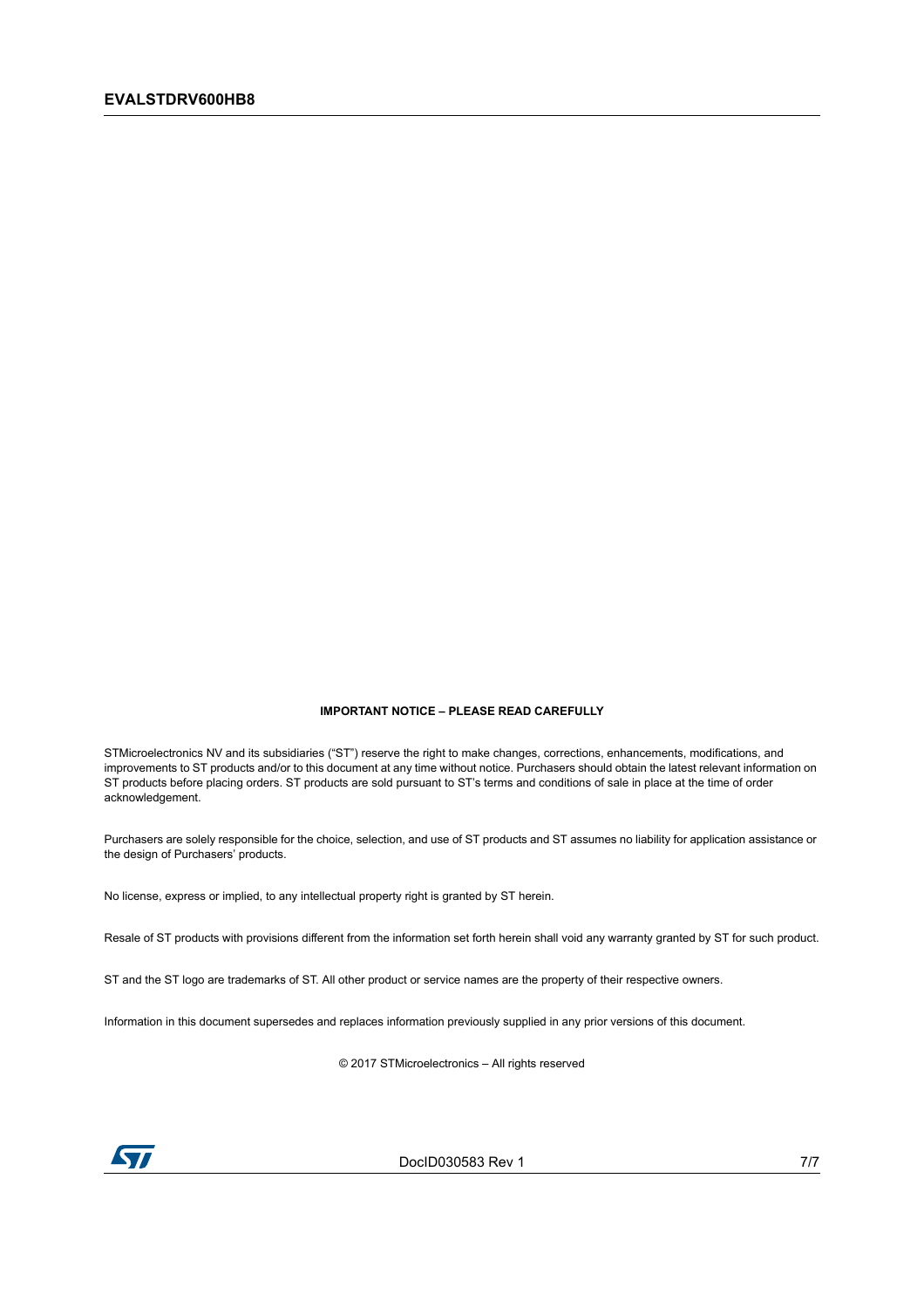**IMPORTANT NOTICE – PLEASE READ CAREFULLY**

STMicroelectronics NV and its subsidiaries (“ST”) reserve the right to make changes, corrections, enhancements, modifications, and improvements to ST products and/or to this document at any time without notice. Purchasers should obtain the latest relevant information on ST products before placing orders. ST products are sold pursuant to ST’s terms and conditions of sale in place at the time of order acknowledgement.

Purchasers are solely responsible for the choice, selection, and use of ST products and ST assumes no liability for application assistance or the design of Purchasers’ products.

No license, express or implied, to any intellectual property right is granted by ST herein.

Resale of ST products with provisions different from the information set forth herein shall void any warranty granted by ST for such product.

ST and the ST logo are trademarks of ST. All other product or service names are the property of their respective owners.

Information in this document supersedes and replaces information previously supplied in any prior versions of this document.

© 2017 STMicroelectronics – All rights reserved